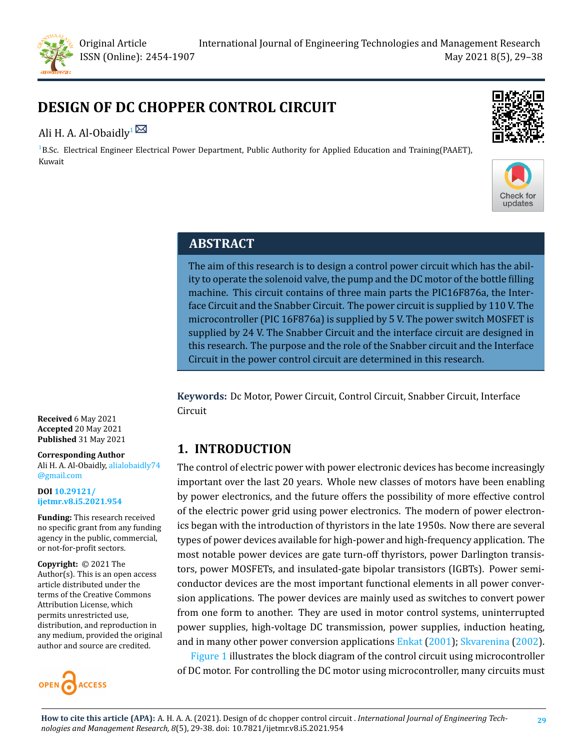Original Article
ISSN (Online): 2454-1907

# DESIGN OF DC CHOPPER CONTROL CIRCUIT

Ali H. A. Al-Obaidly[1]

[1]B.Sc. Electrical Engineer Electrical Power Department, Public Authority for Applied Education and Training(PAAET), Kuwait

## ABSTRACT

The aim of this research is to design a control power circuit which has the ability to operate the solenoid valve, the pump and the DC motor of the bottle filling machine. This circuit contains of three main parts the PIC16F876a, the Interface Circuit and the Snabber Circuit. The power circuit is supplied by 110 V. The microcontroller (PIC 16F876a) is supplied by 5 V. The power switch MOSFET is supplied by 24 V. The Snabber Circuit and the interface circuit are designed in this research. The purpose and the role of the Snabber circuit and the Interface Circuit in the power control circuit are determined in this research.

**Keywords:** Dc Motor, Power Circuit, Control Circuit, Snabber Circuit, Interface Circuit

**Received** 6 May 2021
**Accepted** 20 May 2021
**Published** 31 May 2021

**Corresponding Author**
Ali H. A. Al-Obaidly, alialobaidly74@gmail.com

**DOI** 10.29121/ijetmr.v8.i5.2021.954

**Funding:** This research received no specific grant from any funding agency in the public, commercial, or not-for-profit sectors.

**Copyright:** © 2021 The Author(s). This is an open access article distributed under the terms of the Creative Commons Attribution License, which permits unrestricted use, distribution, and reproduction in any medium, provided the original author and source are credited.

## 1. INTRODUCTION

The control of electric power with power electronic devices has become increasingly important over the last 20 years. Whole new classes of motors have been enabling by power electronics, and the future offers the possibility of more effective control of the electric power grid using power electronics. The modern of power electronics began with the introduction of thyristors in the late 1950s. Now there are several types of power devices available for high-power and high-frequency application. The most notable power devices are gate turn-off thyristors, power Darlington transistors, power MOSFETs, and insulated-gate bipolar transistors (IGBTs). Power semiconductor devices are the most important functional elements in all power conversion applications. The power devices are mainly used as switches to convert power from one form to another. They are used in motor control systems, uninterrupted power supplies, high-voltage DC transmission, power supplies, induction heating, and in many other power conversion applications Enkat (2001); Skvarenina (2002).

Figure 1 illustrates the block diagram of the control circuit using microcontroller of DC motor. For controlling the DC motor using microcontroller, many circuits must

**How to cite this article (APA):** A. H. A. A. (2021). Design of dc chopper control circuit . *International Journal of Engineering Technologies and Management Research, 8*(5), 29-38. doi: 10.7821/ijetmr.v8.i5.2021.954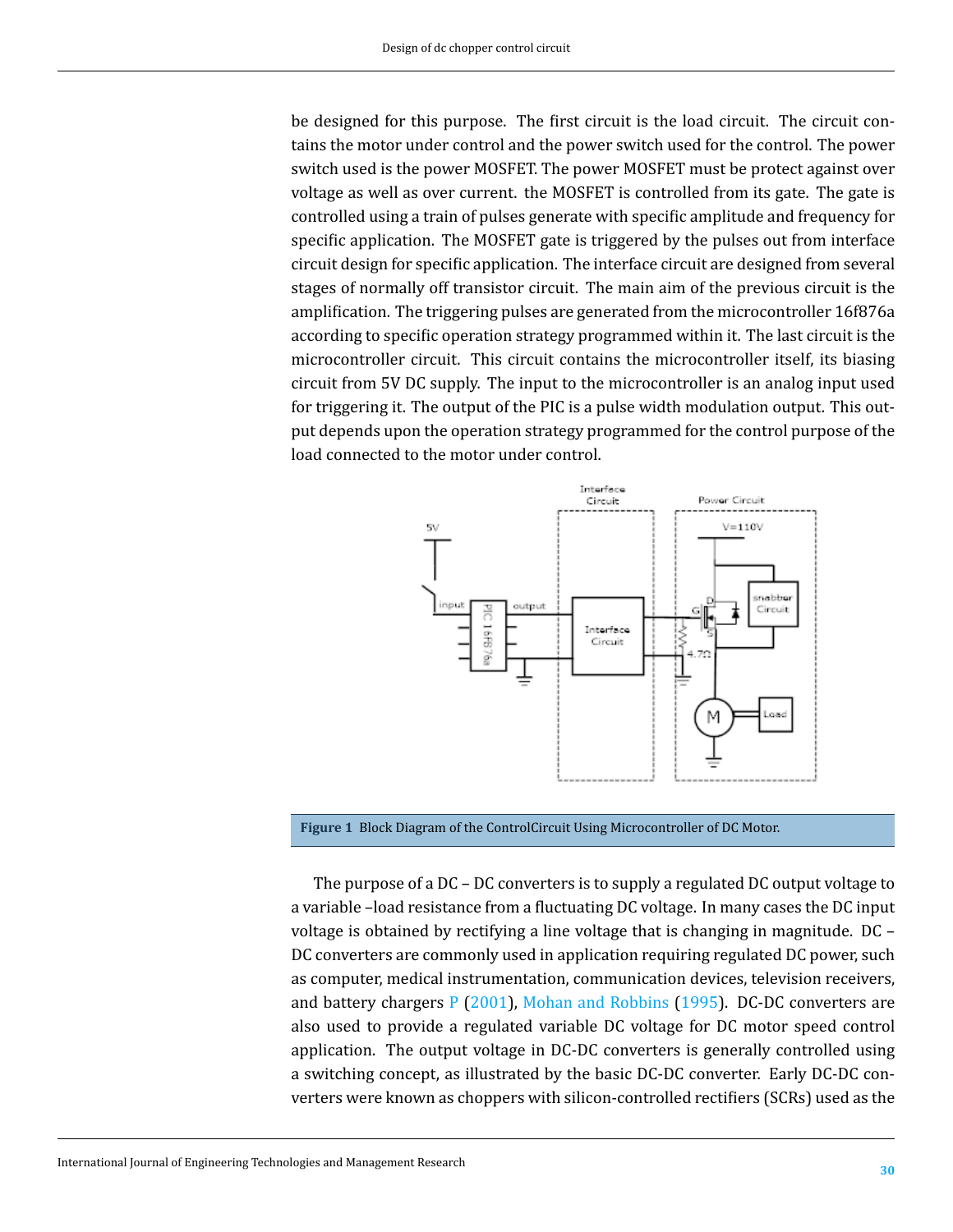be designed for this purpose. The first circuit is the load circuit. The circuit contains the motor under control and the power switch used for the control. The power switch used is the power MOSFET. The power MOSFET must be protect against over voltage as well as over current. the MOSFET is controlled from its gate. The gate is controlled using a train of pulses generate with specific amplitude and frequency for specific application. The MOSFET gate is triggered by the pulses out from interface circuit design for specific application. The interface circuit are designed from several stages of normally off transistor circuit. The main aim of the previous circuit is the amplification. The triggering pulses are generated from the microcontroller 16f876a according to specific operation strategy programmed within it. The last circuit is the microcontroller circuit. This circuit contains the microcontroller itself, its biasing circuit from 5V DC supply. The input to the microcontroller is an analog input used for triggering it. The output of the PIC is a pulse width modulation output. This output depends upon the operation strategy programmed for the control purpose of the load connected to the motor under control.

**Figure 1** Block Diagram of the ControlCircuit Using Microcontroller of DC Motor.

The purpose of a DC – DC converters is to supply a regulated DC output voltage to a variable –load resistance from a fluctuating DC voltage. In many cases the DC input voltage is obtained by rectifying a line voltage that is changing in magnitude. DC – DC converters are commonly used in application requiring regulated DC power, such as computer, medical instrumentation, communication devices, television receivers, and battery chargers P (2001), Mohan and Robbins (1995). DC-DC converters are also used to provide a regulated variable DC voltage for DC motor speed control application. The output voltage in DC-DC converters is generally controlled using a switching concept, as illustrated by the basic DC-DC converter. Early DC-DC converters were known as choppers with silicon-controlled rectifiers (SCRs) used as the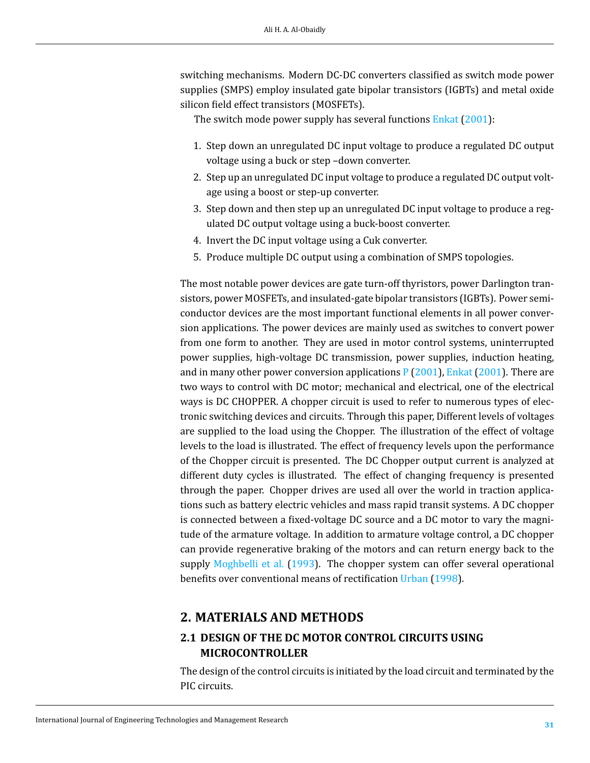switching mechanisms. Modern DC-DC converters classified as switch mode power supplies (SMPS) employ insulated gate bipolar transistors (IGBTs) and metal oxide silicon field effect transistors (MOSFETs).

The switch mode power supply has several functions Enkat (2001):

1. Step down an unregulated DC input voltage to produce a regulated DC output voltage using a buck or step –down converter.
2. Step up an unregulated DC input voltage to produce a regulated DC output voltage using a boost or step-up converter.
3. Step down and then step up an unregulated DC input voltage to produce a regulated DC output voltage using a buck-boost converter.
4. Invert the DC input voltage using a Cuk converter.
5. Produce multiple DC output using a combination of SMPS topologies.

The most notable power devices are gate turn-off thyristors, power Darlington transistors, power MOSFETs, and insulated-gate bipolar transistors (IGBTs). Power semiconductor devices are the most important functional elements in all power conversion applications. The power devices are mainly used as switches to convert power from one form to another. They are used in motor control systems, uninterrupted power supplies, high-voltage DC transmission, power supplies, induction heating, and in many other power conversion applications P (2001), Enkat (2001). There are two ways to control with DC motor; mechanical and electrical, one of the electrical ways is DC CHOPPER. A chopper circuit is used to refer to numerous types of electronic switching devices and circuits. Through this paper, Different levels of voltages are supplied to the load using the Chopper. The illustration of the effect of voltage levels to the load is illustrated. The effect of frequency levels upon the performance of the Chopper circuit is presented. The DC Chopper output current is analyzed at different duty cycles is illustrated. The effect of changing frequency is presented through the paper. Chopper drives are used all over the world in traction applications such as battery electric vehicles and mass rapid transit systems. A DC chopper is connected between a fixed-voltage DC source and a DC motor to vary the magnitude of the armature voltage. In addition to armature voltage control, a DC chopper can provide regenerative braking of the motors and can return energy back to the supply Moghbelli et al. (1993). The chopper system can offer several operational benefits over conventional means of rectification Urban (1998).

## 2. MATERIALS AND METHODS

### 2.1 DESIGN OF THE DC MOTOR CONTROL CIRCUITS USING MICROCONTROLLER

The design of the control circuits is initiated by the load circuit and terminated by the PIC circuits.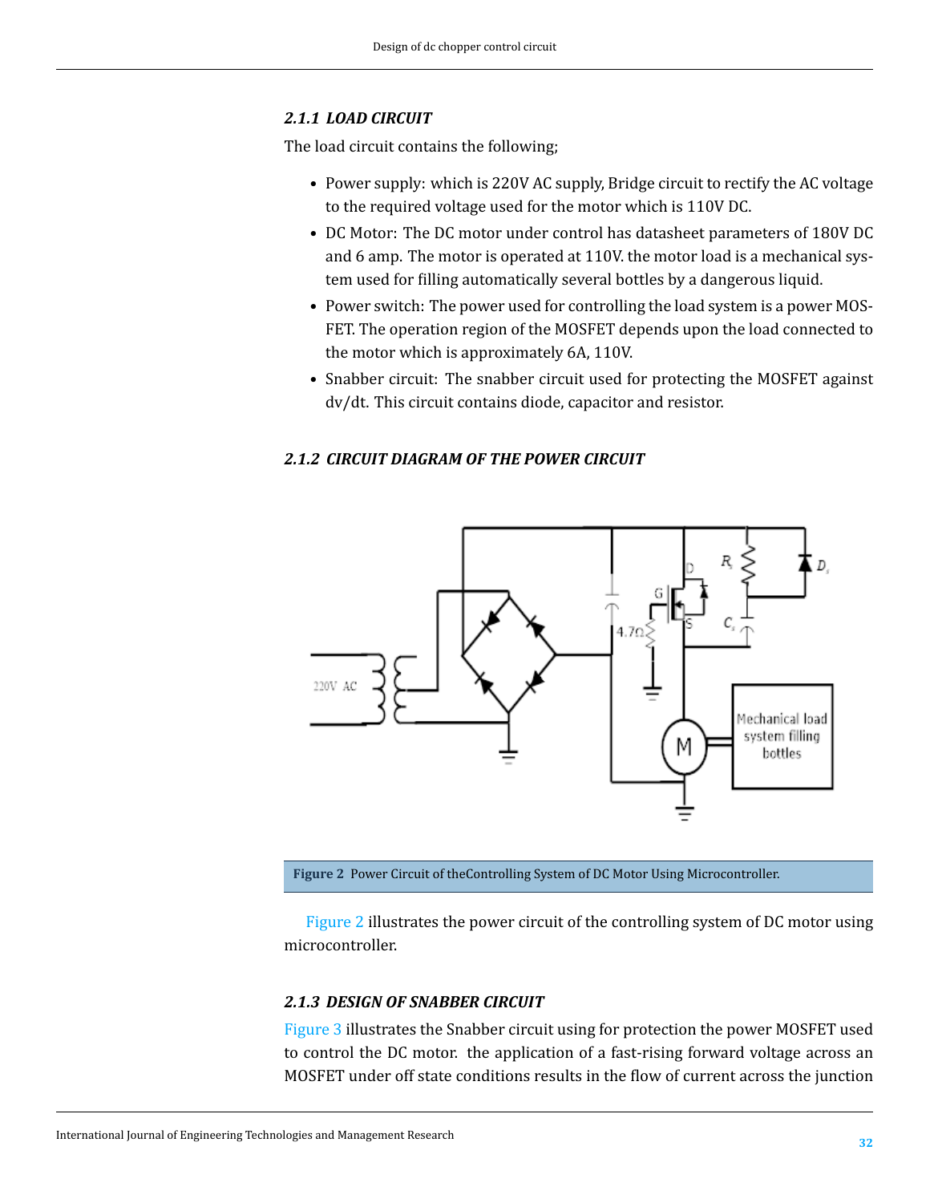#### 2.1.1 LOAD CIRCUIT

The load circuit contains the following;

- Power supply: which is 220V AC supply, Bridge circuit to rectify the AC voltage to the required voltage used for the motor which is 110V DC.
- DC Motor: The DC motor under control has datasheet parameters of 180V DC and 6 amp. The motor is operated at 110V. the motor load is a mechanical system used for filling automatically several bottles by a dangerous liquid.
- Power switch: The power used for controlling the load system is a power MOSFET. The operation region of the MOSFET depends upon the load connected to the motor which is approximately 6A, 110V.
- Snabber circuit: The snabber circuit used for protecting the MOSFET against dv/dt. This circuit contains diode, capacitor and resistor.

#### 2.1.2 CIRCUIT DIAGRAM OF THE POWER CIRCUIT

**Figure 2** Power Circuit of theControlling System of DC Motor Using Microcontroller.

Figure 2 illustrates the power circuit of the controlling system of DC motor using microcontroller.

#### 2.1.3 DESIGN OF SNABBER CIRCUIT

Figure 3 illustrates the Snabber circuit using for protection the power MOSFET used to control the DC motor. the application of a fast-rising forward voltage across an MOSFET under off state conditions results in the flow of current across the junction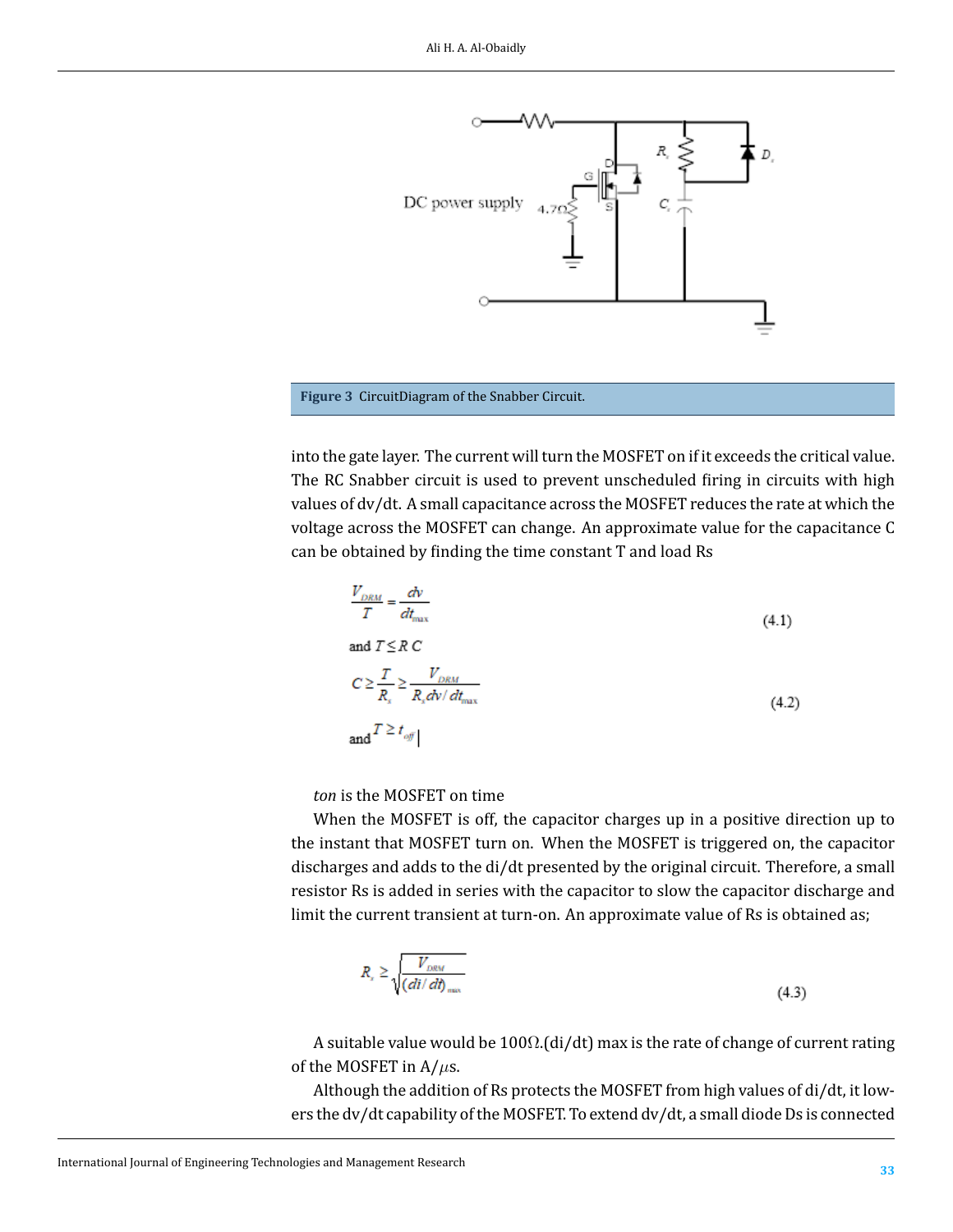Figure 3 CircuitDiagram of the Snabber Circuit.

into the gate layer. The current will turn the MOSFET on if it exceeds the critical value. The RC Snabber circuit is used to prevent unscheduled firing in circuits with high values of dv/dt. A small capacitance across the MOSFET reduces the rate at which the voltage across the MOSFET can change. An approximate value for the capacitance C can be obtained by finding the time constant T and load Rs

$$\frac{V_{DRM}}{T} = \frac{dv}{dt_{max}} \tag{4.1}$$

and $T \leq R\,C$

$$C \geq \frac{T}{R_s} \geq \frac{V_{DRM}}{R_s dv/dt_{max}} \tag{4.2}$$

and $T \geq t_{off}$

*ton* is the MOSFET on time

When the MOSFET is off, the capacitor charges up in a positive direction up to the instant that MOSFET turn on. When the MOSFET is triggered on, the capacitor discharges and adds to the di/dt presented by the original circuit. Therefore, a small resistor Rs is added in series with the capacitor to slow the capacitor discharge and limit the current transient at turn-on. An approximate value of Rs is obtained as;

$$R_s \geq \sqrt{\frac{V_{DRM}}{(di/dt)_{max}}} \tag{4.3}$$

A suitable value would be 100Ω.(di/dt) max is the rate of change of current rating of the MOSFET in A/$\mu$s.

Although the addition of Rs protects the MOSFET from high values of di/dt, it lowers the dv/dt capability of the MOSFET. To extend dv/dt, a small diode Ds is connected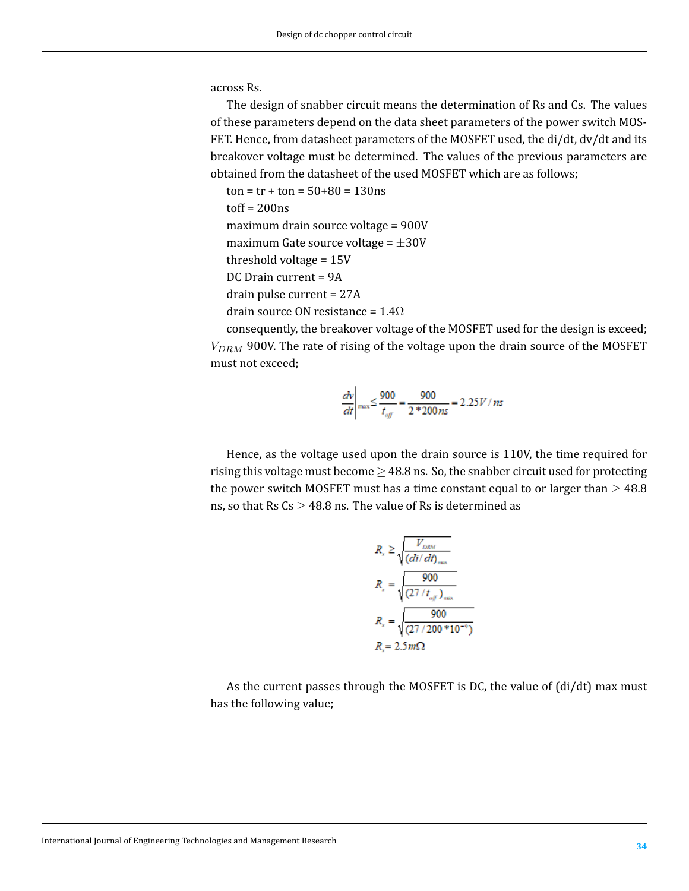across Rs.

The design of snabber circuit means the determination of Rs and Cs. The values of these parameters depend on the data sheet parameters of the power switch MOSFET. Hence, from datasheet parameters of the MOSFET used, the di/dt, dv/dt and its breakover voltage must be determined. The values of the previous parameters are obtained from the datasheet of the used MOSFET which are as follows;

ton = tr + ton = 50+80 = 130ns

toff = 200ns

maximum drain source voltage = 900V

maximum Gate source voltage = $\pm$30V

threshold voltage = 15V

DC Drain current = 9A

drain pulse current = 27A

drain source ON resistance = 1.4$\Omega$

consequently, the breakover voltage of the MOSFET used for the design is exceed; $V_{DRM}$ 900V. The rate of rising of the voltage upon the drain source of the MOSFET must not exceed;

$$\left.\frac{dv}{dt}\right|_{\max} \leq \frac{900}{t_{off}} = \frac{900}{2*200ns} = 2.25V/ns$$

Hence, as the voltage used upon the drain source is 110V, the time required for rising this voltage must become $\geq$ 48.8 ns. So, the snabber circuit used for protecting the power switch MOSFET must has a time constant equal to or larger than $\geq$ 48.8 ns, so that Rs Cs $\geq$ 48.8 ns. The value of Rs is determined as

$$R_s \geq \sqrt{\frac{V_{DRM}}{(di/dt)_{\max}}}$$

$$R_s = \sqrt{\frac{900}{(27/t_{off})_{\max}}}$$

$$R_s = \sqrt{\frac{900}{(27/200*10^{-9})}}$$

$$R_s = 2.5m\Omega$$

As the current passes through the MOSFET is DC, the value of (di/dt) max must has the following value;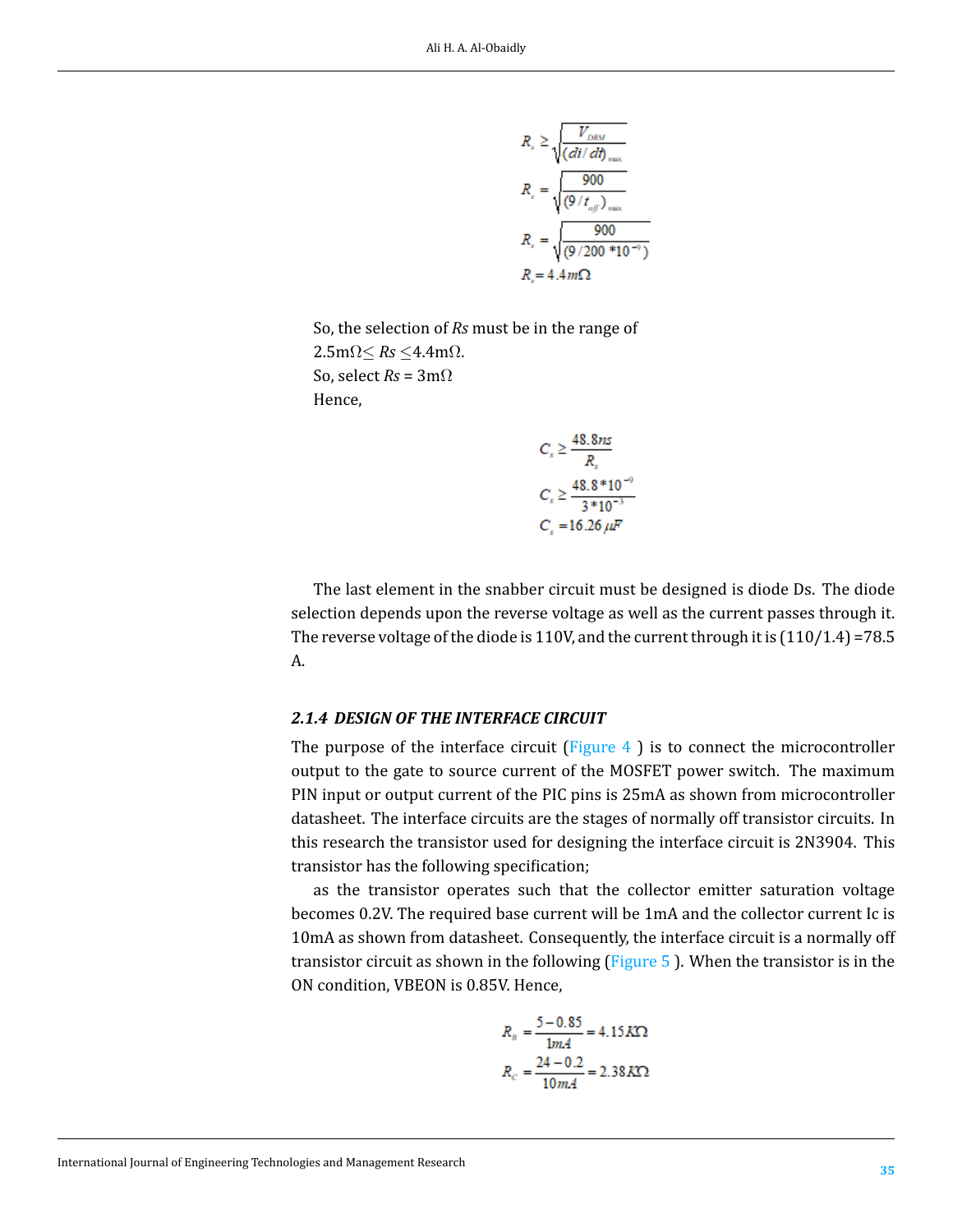$$R_s \geq \sqrt{\frac{V_{DRM}}{(di/dt)_{max}}}$$

$$R_s = \sqrt{\frac{900}{(9/t_{off})_{max}}}$$

$$R_s = \sqrt{\frac{900}{(9/200*10^{-9})}}$$

$$R_s = 4.4m\Omega$$

So, the selection of *Rs* must be in the range of 2.5mΩ≤ *Rs* ≤4.4mΩ.
So, select *Rs* = 3mΩ
Hence,

$$C_s \geq \frac{48.8ns}{R_s}$$

$$C_s \geq \frac{48.8*10^{-9}}{3*10^{-3}}$$

$$C_s = 16.26\mu F$$

The last element in the snabber circuit must be designed is diode Ds. The diode selection depends upon the reverse voltage as well as the current passes through it. The reverse voltage of the diode is 110V, and the current through it is (110/1.4) =78.5 A.

#### *2.1.4 DESIGN OF THE INTERFACE CIRCUIT*

The purpose of the interface circuit (Figure 4 ) is to connect the microcontroller output to the gate to source current of the MOSFET power switch. The maximum PIN input or output current of the PIC pins is 25mA as shown from microcontroller datasheet. The interface circuits are the stages of normally off transistor circuits. In this research the transistor used for designing the interface circuit is 2N3904. This transistor has the following specification;

as the transistor operates such that the collector emitter saturation voltage becomes 0.2V. The required base current will be 1mA and the collector current Ic is 10mA as shown from datasheet. Consequently, the interface circuit is a normally off transistor circuit as shown in the following (Figure 5 ). When the transistor is in the ON condition, VBEON is 0.85V. Hence,

$$R_B = \frac{5-0.85}{1mA} = 4.15K\Omega$$

$$R_C = \frac{24-0.2}{10mA} = 2.38K\Omega$$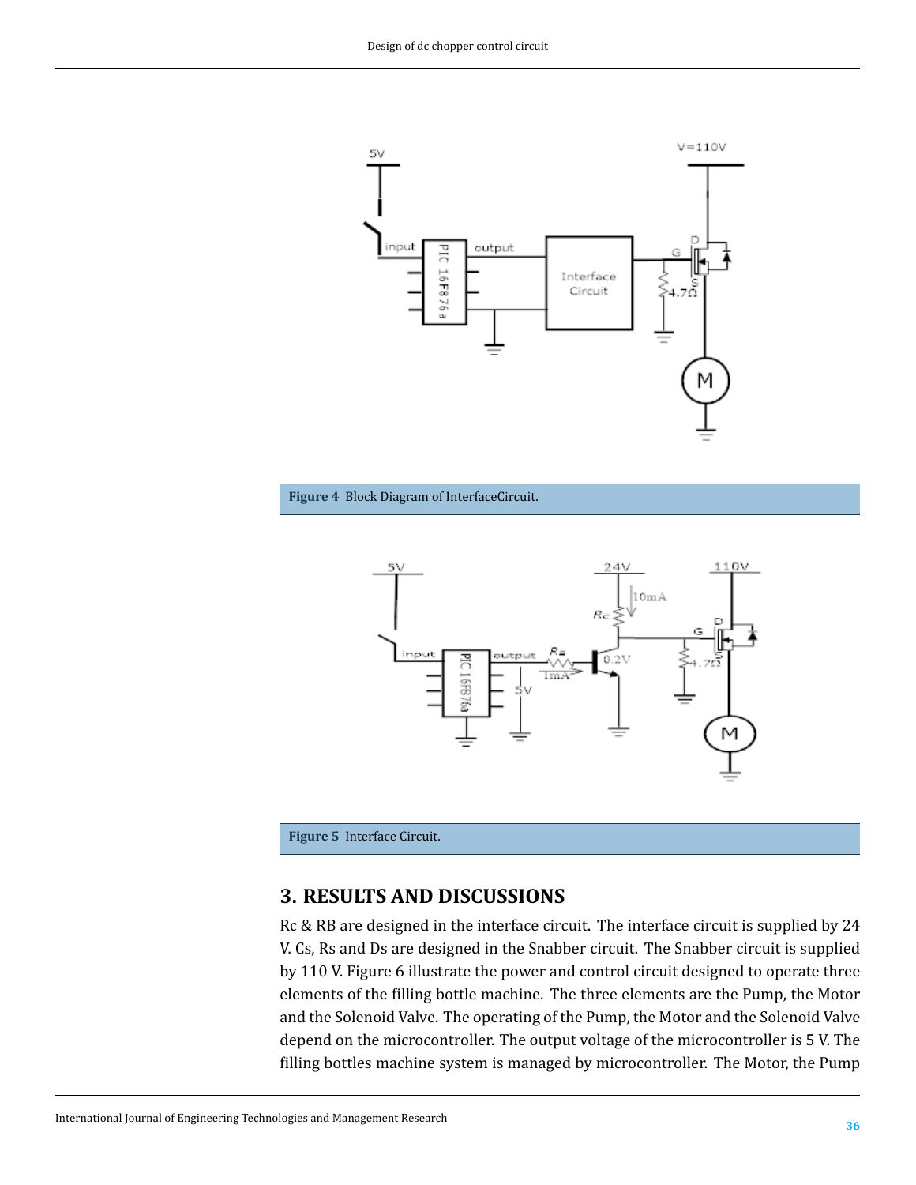Figure 4  Block Diagram of InterfaceCircuit.

Figure 5  Interface Circuit.

## 3. RESULTS AND DISCUSSIONS

Rc & RB are designed in the interface circuit. The interface circuit is supplied by 24 V. Cs, Rs and Ds are designed in the Snabber circuit. The Snabber circuit is supplied by 110 V. Figure 6 illustrate the power and control circuit designed to operate three elements of the filling bottle machine. The three elements are the Pump, the Motor and the Solenoid Valve. The operating of the Pump, the Motor and the Solenoid Valve depend on the microcontroller. The output voltage of the microcontroller is 5 V. The filling bottles machine system is managed by microcontroller. The Motor, the Pump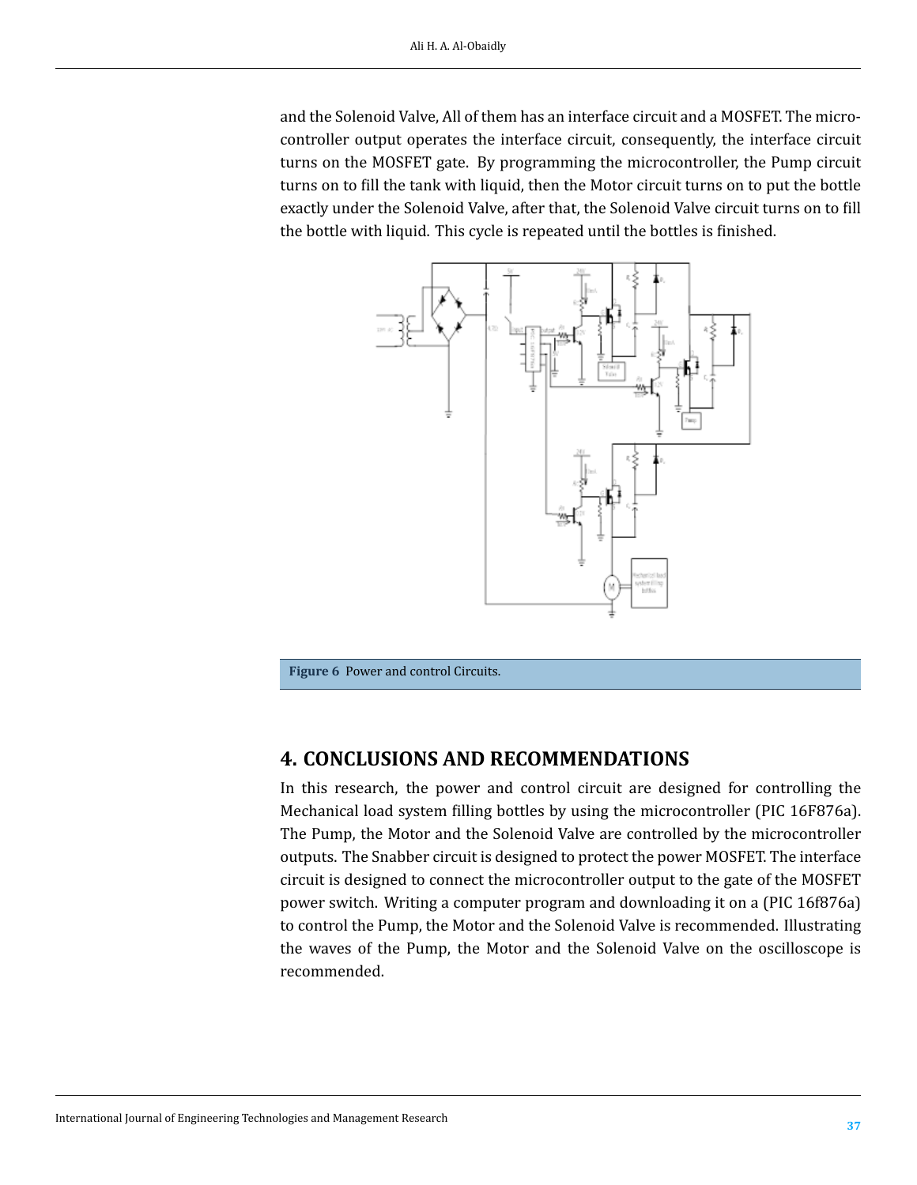and the Solenoid Valve, All of them has an interface circuit and a MOSFET. The microcontroller output operates the interface circuit, consequently, the interface circuit turns on the MOSFET gate. By programming the microcontroller, the Pump circuit turns on to fill the tank with liquid, then the Motor circuit turns on to put the bottle exactly under the Solenoid Valve, after that, the Solenoid Valve circuit turns on to fill the bottle with liquid. This cycle is repeated until the bottles is finished.

**Figure 6** Power and control Circuits.

## 4. CONCLUSIONS AND RECOMMENDATIONS

In this research, the power and control circuit are designed for controlling the Mechanical load system filling bottles by using the microcontroller (PIC 16F876a). The Pump, the Motor and the Solenoid Valve are controlled by the microcontroller outputs. The Snabber circuit is designed to protect the power MOSFET. The interface circuit is designed to connect the microcontroller output to the gate of the MOSFET power switch. Writing a computer program and downloading it on a (PIC 16f876a) to control the Pump, the Motor and the Solenoid Valve is recommended. Illustrating the waves of the Pump, the Motor and the Solenoid Valve on the oscilloscope is recommended.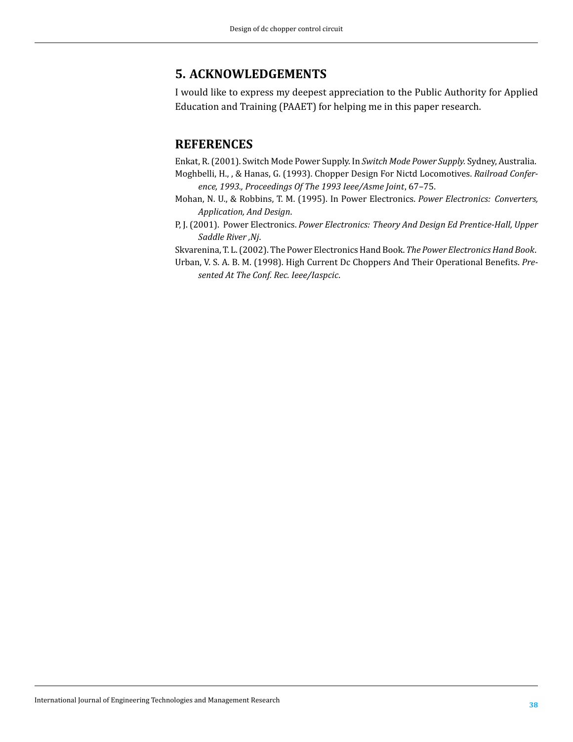## 5. ACKNOWLEDGEMENTS

I would like to express my deepest appreciation to the Public Authority for Applied Education and Training (PAAET) for helping me in this paper research.

## REFERENCES

Enkat, R. (2001). Switch Mode Power Supply. In *Switch Mode Power Supply.* Sydney, Australia.

Moghbelli, H., , & Hanas, G. (1993). Chopper Design For Nictd Locomotives. *Railroad Conference, 1993., Proceedings Of The 1993 Ieee/Asme Joint*, 67–75.

Mohan, N. U., & Robbins, T. M. (1995). In Power Electronics. *Power Electronics: Converters, Application, And Design*.

P, J. (2001). Power Electronics. *Power Electronics: Theory And Design Ed Prentice-Hall, Upper Saddle River ,Nj*.

Skvarenina, T. L. (2002). The Power Electronics Hand Book. *The Power Electronics Hand Book*.

Urban, V. S. A. B. M. (1998). High Current Dc Choppers And Their Operational Benefits. *Presented At The Conf. Rec. Ieee/Iaspcic*.